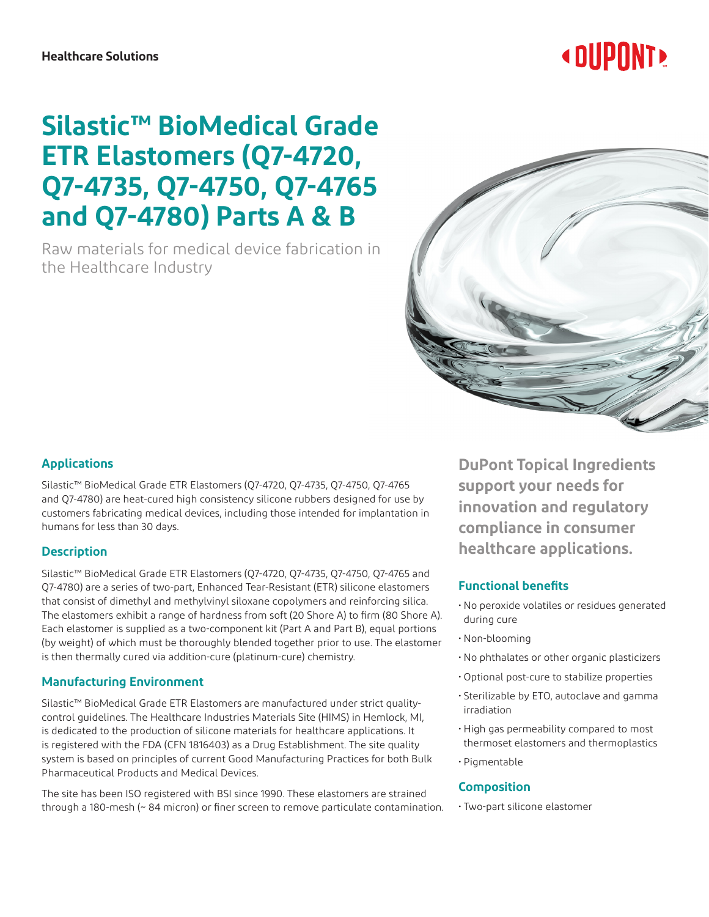Healthcare Solutions

# Silastic™ BioMedical Grade ETR Elastomers (Q7-4720, Q7-4735, Q7-4750, Q7-4765 and Q7-4780) Parts A & B

Raw materials for medical device fabrication in the Healthcare Industry

## Applications

Silastic™ BioMedical Grade ETR Elastomers (Q7-4720, Q7-4735, Q7-4750, Q7-4765 and Q7-4780) are heat-cured high consistency silicone rubbers designed for use by customers fabricating medical devices, including those intended for implantation in humans for less than 30 days.

## Description

Silastic™ BioMedical Grade ETR Elastomers (Q7-4720, Q7-4735, Q7-4750, Q7-4765 and Q7-4780) are a series of two-part, Enhanced Tear-Resistant (ETR) silicone elastomers that consist of dimethyl and methylvinyl siloxane copolymers and reinforcing silica. The elastomers exhibit a range of hardness from soft (20 Shore A) to firm (80 Shore A). Each elastomer is supplied as a two-component kit (Part A and Part B), equal portions (by weight) of which must be thoroughly blended together prior to use. The elastomer is then thermally cured via addition-cure (platinum-cure) chemistry.

## Manufacturing Environment

Silastic™ BioMedical Grade ETR Elastomers are manufactured under strict quality-control guidelines. The Healthcare Industries Materials Site (HIMS) in Hemlock, MI, is dedicated to the production of silicone materials for healthcare applications. It is registered with the FDA (CFN 1816403) as a Drug Establishment. The site quality system is based on principles of current Good Manufacturing Practices for both Bulk Pharmaceutical Products and Medical Devices.

The site has been ISO registered with BSI since 1990. These elastomers are strained through a 180-mesh (~ 84 micron) or finer screen to remove particulate contamination.

**DuPont Topical Ingredients support your needs for innovation and regulatory compliance in consumer healthcare applications.**

## Functional benefits

- No peroxide volatiles or residues generated during cure
- Non-blooming
- No phthalates or other organic plasticizers
- Optional post-cure to stabilize properties
- Sterilizable by ETO, autoclave and gamma irradiation
- High gas permeability compared to most thermoset elastomers and thermoplastics
- Pigmentable

## Composition

- Two-part silicone elastomer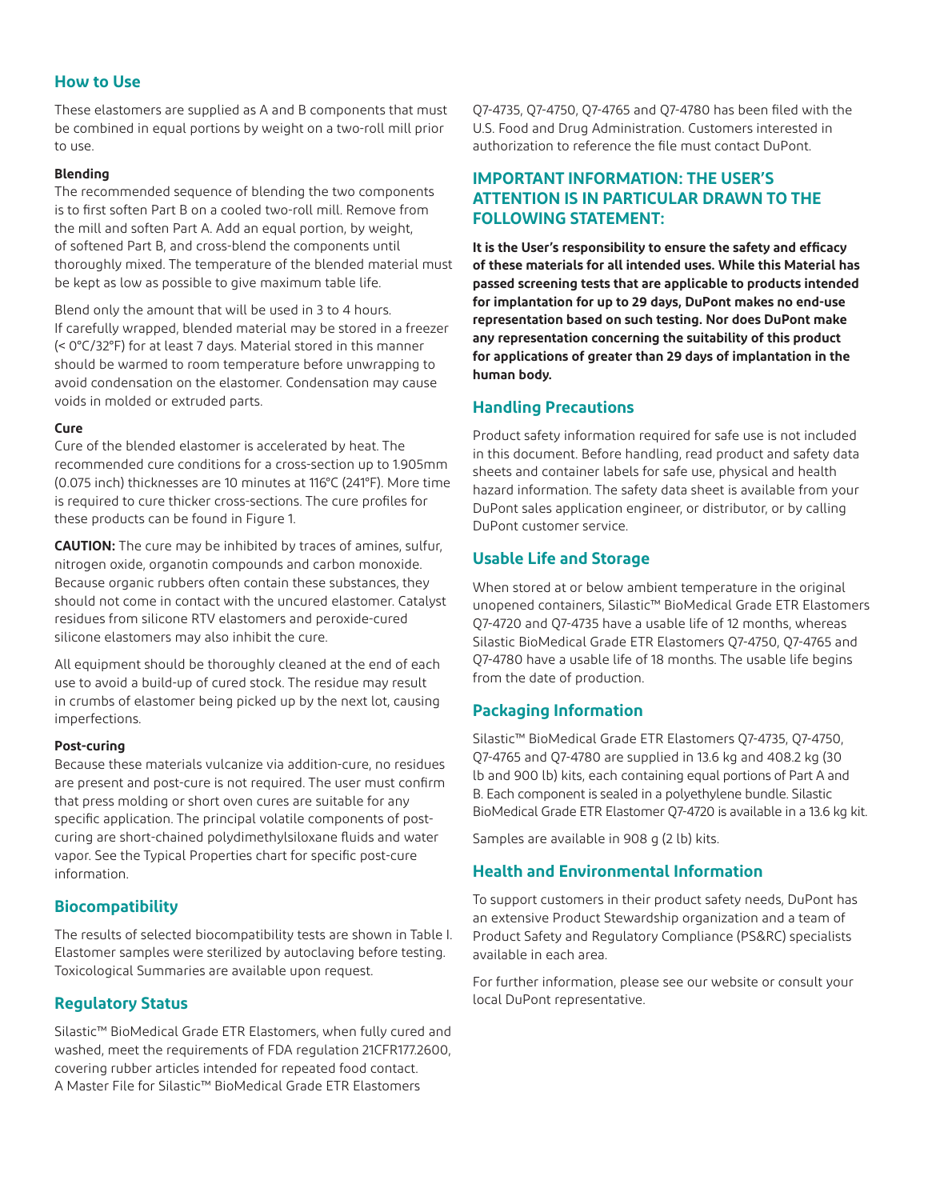## How to Use

These elastomers are supplied as A and B components that must be combined in equal portions by weight on a two-roll mill prior to use.

### Blending

The recommended sequence of blending the two components is to first soften Part B on a cooled two-roll mill. Remove from the mill and soften Part A. Add an equal portion, by weight, of softened Part B, and cross-blend the components until thoroughly mixed. The temperature of the blended material must be kept as low as possible to give maximum table life.

Blend only the amount that will be used in 3 to 4 hours. If carefully wrapped, blended material may be stored in a freezer (< 0°C/32°F) for at least 7 days. Material stored in this manner should be warmed to room temperature before unwrapping to avoid condensation on the elastomer. Condensation may cause voids in molded or extruded parts.

### Cure

Cure of the blended elastomer is accelerated by heat. The recommended cure conditions for a cross-section up to 1.905mm (0.075 inch) thicknesses are 10 minutes at 116°C (241°F). More time is required to cure thicker cross-sections. The cure profiles for these products can be found in Figure 1.

**CAUTION:** The cure may be inhibited by traces of amines, sulfur, nitrogen oxide, organotin compounds and carbon monoxide. Because organic rubbers often contain these substances, they should not come in contact with the uncured elastomer. Catalyst residues from silicone RTV elastomers and peroxide-cured silicone elastomers may also inhibit the cure.

All equipment should be thoroughly cleaned at the end of each use to avoid a build-up of cured stock. The residue may result in crumbs of elastomer being picked up by the next lot, causing imperfections.

### Post-curing

Because these materials vulcanize via addition-cure, no residues are present and post-cure is not required. The user must confirm that press molding or short oven cures are suitable for any specific application. The principal volatile components of post-curing are short-chained polydimethylsiloxane fluids and water vapor. See the Typical Properties chart for specific post-cure information.

## Biocompatibility

The results of selected biocompatibility tests are shown in Table I. Elastomer samples were sterilized by autoclaving before testing. Toxicological Summaries are available upon request.

## Regulatory Status

Silastic™ BioMedical Grade ETR Elastomers, when fully cured and washed, meet the requirements of FDA regulation 21CFR177.2600, covering rubber articles intended for repeated food contact. A Master File for Silastic™ BioMedical Grade ETR Elastomers Q7-4735, Q7-4750, Q7-4765 and Q7-4780 has been filed with the U.S. Food and Drug Administration. Customers interested in authorization to reference the file must contact DuPont.

## IMPORTANT INFORMATION: THE USER'S ATTENTION IS IN PARTICULAR DRAWN TO THE FOLLOWING STATEMENT:

**It is the User's responsibility to ensure the safety and efficacy of these materials for all intended uses. While this Material has passed screening tests that are applicable to products intended for implantation for up to 29 days, DuPont makes no end-use representation based on such testing. Nor does DuPont make any representation concerning the suitability of this product for applications of greater than 29 days of implantation in the human body.**

## Handling Precautions

Product safety information required for safe use is not included in this document. Before handling, read product and safety data sheets and container labels for safe use, physical and health hazard information. The safety data sheet is available from your DuPont sales application engineer, or distributor, or by calling DuPont customer service.

## Usable Life and Storage

When stored at or below ambient temperature in the original unopened containers, Silastic™ BioMedical Grade ETR Elastomers Q7-4720 and Q7-4735 have a usable life of 12 months, whereas Silastic BioMedical Grade ETR Elastomers Q7-4750, Q7-4765 and Q7-4780 have a usable life of 18 months. The usable life begins from the date of production.

## Packaging Information

Silastic™ BioMedical Grade ETR Elastomers Q7-4735, Q7-4750, Q7-4765 and Q7-4780 are supplied in 13.6 kg and 408.2 kg (30 lb and 900 lb) kits, each containing equal portions of Part A and B. Each component is sealed in a polyethylene bundle. Silastic BioMedical Grade ETR Elastomer Q7-4720 is available in a 13.6 kg kit.

Samples are available in 908 g (2 lb) kits.

## Health and Environmental Information

To support customers in their product safety needs, DuPont has an extensive Product Stewardship organization and a team of Product Safety and Regulatory Compliance (PS&RC) specialists available in each area.

For further information, please see our website or consult your local DuPont representative.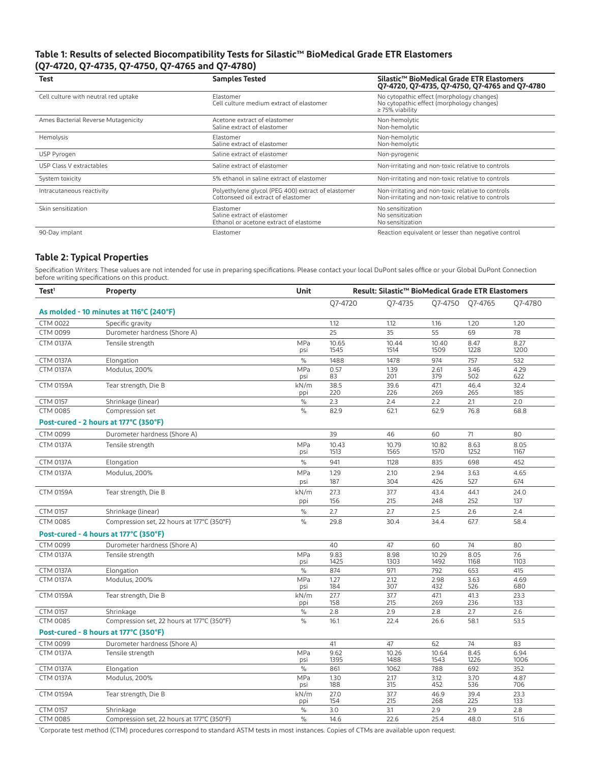## Table 1: Results of selected Biocompatibility Tests for Silastic™ BioMedical Grade ETR Elastomers (Q7-4720, Q7-4735, Q7-4750, Q7-4765 and Q7-4780)

| Test | Samples Tested | Silastic™ BioMedical Grade ETR Elastomers Q7-4720, Q7-4735, Q7-4750, Q7-4765 and Q7-4780 |
|---|---|---|
| Cell culture with neutral red uptake | Elastomer<br>Cell culture medium extract of elastomer | No cytopathic effect (morphology changes)<br>No cytopathic effect (morphology changes)<br>≥ 75% viability |
| Ames Bacterial Reverse Mutagenicity | Acetone extract of elastomer<br>Saline extract of elastomer | Non-hemolytic<br>Non-hemolytic |
| Hemolysis | Elastomer<br>Saline extract of elastomer | Non-hemolytic<br>Non-hemolytic |
| USP Pyrogen | Saline extract of elastomer | Non-pyrogenic |
| USP Class V extractables | Saline extract of elastomer | Non-irritating and non-toxic relative to controls |
| System toxicity | 5% ethanol in saline extract of elastomer | Non-irritating and non-toxic relative to controls |
| Intracutaneous reactivity | Polyethylene glycol (PEG 400) extract of elastomer<br>Cottonseed oil extract of elastomer | Non-irritating and non-toxic relative to controls<br>Non-irritating and non-toxic relative to controls |
| Skin sensitization | Elastomer<br>Saline extract of elastomer<br>Ethanol or acetone extract of elastome | No sensitization<br>No sensitization<br>No sensitization |
| 90-Day implant | Elastomer | Reaction equivalent or lesser than negative control |

## Table 2: Typical Properties

Specification Writers: These values are not intended for use in preparing specifications. Please contact your local DuPont sales office or your Global DuPont Connection before writing specifications on this product.

| Test[1] | Property | Unit | Result: Silastic™ BioMedical Grade ETR Elastomers | | | | |
|---|---|---|---|---|---|---|---|
| | | | Q7-4720 | Q7-4735 | Q7-4750 | Q7-4765 | Q7-4780 |
| **As molded - 10 minutes at 116°C (240°F)** | | | | | | | |
| CTM 0022 | Specific gravity | | 1.12 | 1.12 | 1.16 | 1.20 | 1.20 |
| CTM 0099 | Durometer hardness (Shore A) | | 25 | 35 | 55 | 69 | 78 |
| CTM 0137A | Tensile strength | MPa<br>psi | 10.65<br>1545 | 10.44<br>1514 | 10.40<br>1509 | 8.47<br>1228 | 8.27<br>1200 |
| CTM 0137A | Elongation | % | 1488 | 1478 | 974 | 757 | 532 |
| CTM 0137A | Modulus, 200% | MPa<br>psi | 0.57<br>83 | 1.39<br>201 | 2.61<br>379 | 3.46<br>502 | 4.29<br>622 |
| CTM 0159A | Tear strength, Die B | kN/m<br>ppi | 38.5<br>220 | 39.6<br>226 | 47.1<br>269 | 46.4<br>265 | 32.4<br>185 |
| CTM 0157 | Shrinkage (linear) | % | 2.3 | 2.4 | 2.2 | 2.1 | 2.0 |
| CTM 0085 | Compression set | % | 82.9 | 62.1 | 62.9 | 76.8 | 68.8 |
| **Post-cured - 2 hours at 177°C (350°F)** | | | | | | | |
| CTM 0099 | Durometer hardness (Shore A) | | 39 | 46 | 60 | 71 | 80 |
| CTM 0137A | Tensile strength | MPa<br>psi | 10.43<br>1513 | 10.79<br>1565 | 10.82<br>1570 | 8.63<br>1252 | 8.05<br>1167 |
| CTM 0137A | Elongation | % | 941 | 1128 | 835 | 698 | 452 |
| CTM 0137A | Modulus, 200% | MPa<br>psi | 1.29<br>187 | 2.10<br>304 | 2.94<br>426 | 3.63<br>527 | 4.65<br>674 |
| CTM 0159A | Tear strength, Die B | kN/m<br>ppi | 27.3<br>156 | 37.7<br>215 | 43.4<br>248 | 44.1<br>252 | 24.0<br>137 |
| CTM 0157 | Shrinkage (linear) | % | 2.7 | 2.7 | 2.5 | 2.6 | 2.4 |
| CTM 0085 | Compression set, 22 hours at 177°C (350°F) | % | 29.8 | 30.4 | 34.4 | 67.7 | 58.4 |
| **Post-cured - 4 hours at 177°C (350°F)** | | | | | | | |
| CTM 0099 | Durometer hardness (Shore A) | | 40 | 47 | 60 | 74 | 80 |
| CTM 0137A | Tensile strength | MPa<br>psi | 9.83<br>1425 | 8.98<br>1303 | 10.29<br>1492 | 8.05<br>1168 | 7.6<br>1103 |
| CTM 0137A | Elongation | % | 874 | 971 | 792 | 653 | 415 |
| CTM 0137A | Modulus, 200% | MPa<br>psi | 1.27<br>184 | 2.12<br>307 | 2.98<br>432 | 3.63<br>526 | 4.69<br>680 |
| CTM 0159A | Tear strength, Die B | kN/m<br>ppi | 27.7<br>158 | 37.7<br>215 | 47.1<br>269 | 41.3<br>236 | 23.3<br>133 |
| CTM 0157 | Shrinkage | % | 2.8 | 2.9 | 2.8 | 2.7 | 2.6 |
| CTM 0085 | Compression set, 22 hours at 177°C (350°F) | % | 16.1 | 22.4 | 26.6 | 58.1 | 53.5 |
| **Post-cured - 8 hours at 177°C (350°F)** | | | | | | | |
| CTM 0099 | Durometer hardness (Shore A) | | 41 | 47 | 62 | 74 | 83 |
| CTM 0137A | Tensile strength | MPa<br>psi | 9.62<br>1395 | 10.26<br>1488 | 10.64<br>1543 | 8.45<br>1226 | 6.94<br>1006 |
| CTM 0137A | Elongation | % | 861 | 1062 | 788 | 692 | 352 |
| CTM 0137A | Modulus, 200% | MPa<br>psi | 1.30<br>188 | 2.17<br>315 | 3.12<br>452 | 3.70<br>536 | 4.87<br>706 |
| CTM 0159A | Tear strength, Die B | kN/m<br>ppi | 27.0<br>154 | 37.7<br>215 | 46.9<br>268 | 39.4<br>225 | 23.3<br>133 |
| CTM 0157 | Shrinkage | % | 3.0 | 3.1 | 2.9 | 2.9 | 2.8 |
| CTM 0085 | Compression set, 22 hours at 177°C (350°F) | % | 14.6 | 22.6 | 25.4 | 48.0 | 51.6 |

[1]Corporate test method (CTM) procedures correspond to standard ASTM tests in most instances. Copies of CTMs are available upon request.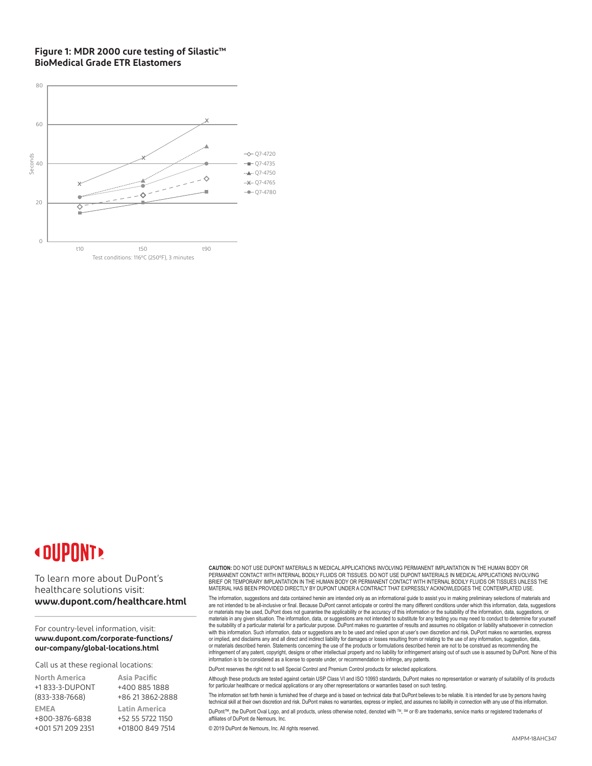**Figure 1: MDR 2000 cure testing of Silastic™ BioMedical Grade ETR Elastomers**

80

60

40

20

0

Seconds

t10

t50

t90

Test conditions: 116°C (250°F), 3 minutes

Q7-4720

Q7-4735

Q7-4750

Q7-4765

Q7-4780

DUPONT

To learn more about DuPont's healthcare solutions visit:
**www.dupont.com/healthcare.html**

For country-level information, visit:
**www.dupont.com/corporate-functions/our-company/global-locations.html**

Call us at these regional locations:

**North America**
+1 833-3-DUPONT
(833-338-7668)

**Asia Pacific**
+400 885 1888
+86 21 3862-2888

**EMEA**
+800-3876-6838
+001 571 209 2351

**Latin America**
+52 55 5722 1150
+01800 849 7514

**CAUTION:** DO NOT USE DUPONT MATERIALS IN MEDICAL APPLICATIONS INVOLVING PERMANENT IMPLANTATION IN THE HUMAN BODY OR PERMANENT CONTACT WITH INTERNAL BODILY FLUIDS OR TISSUES. DO NOT USE DUPONT MATERIALS IN MEDICAL APPLICATIONS INVOLVING BRIEF OR TEMPORARY IMPLANTATION IN THE HUMAN BODY OR PERMANENT CONTACT WITH INTERNAL BODILY FLUIDS OR TISSUES UNLESS THE MATERIAL HAS BEEN PROVIDED DIRECTLY BY DUPONT UNDER A CONTRACT THAT EXPRESSLY ACKNOWLEDGES THE CONTEMPLATED USE.

The information, suggestions and data contained herein are intended only as an informational guide to assist you in making preliminary selections of materials and are not intended to be all-inclusive or final. Because DuPont cannot anticipate or control the many different conditions under which this information, data, suggestions or materials may be used, DuPont does not guarantee the applicability or the accuracy of this information or the suitability of the information, data, suggestions, or materials in any given situation. The information, data, or suggestions are not intended to substitute for any testing you may need to conduct to determine for yourself the suitability of a particular material for a particular purpose. DuPont makes no guarantee of results and assumes no obligation or liability whatsoever in connection with this information. Such information, data or suggestions are to be used and relied upon at user's own discretion and risk. DuPont makes no warranties, express or implied, and disclaims any and all direct and indirect liability for damages or losses resulting from or relating to the use of any information, suggestion, data, or materials described herein. Statements concerning the use of the products or formulations described herein are not to be construed as recommending the infringement of any patent, copyright, designs or other intellectual property and no liability for infringement arising out of such use is assumed by DuPont. None of this information is to be considered as a license to operate under, or recommendation to infringe, any patents.

DuPont reserves the right not to sell Special Control and Premium Control products for selected applications.

Although these products are tested against certain USP Class VI and ISO 10993 standards, DuPont makes no representation or warranty of suitability of its products for particular healthcare or medical applications or any other representations or warranties based on such testing.

The information set forth herein is furnished free of charge and is based on technical data that DuPont believes to be reliable. It is intended for use by persons having technical skill at their own discretion and risk. DuPont makes no warranties, express or implied, and assumes no liability in connection with any use of this information.

DuPont™, the DuPont Oval Logo, and all products, unless otherwise noted, denoted with ™, ℠ or ® are trademarks, service marks or registered trademarks of affiliates of DuPont de Nemours, Inc.

© 2019 DuPont de Nemours, Inc. All rights reserved.

AMPM-18AHC347